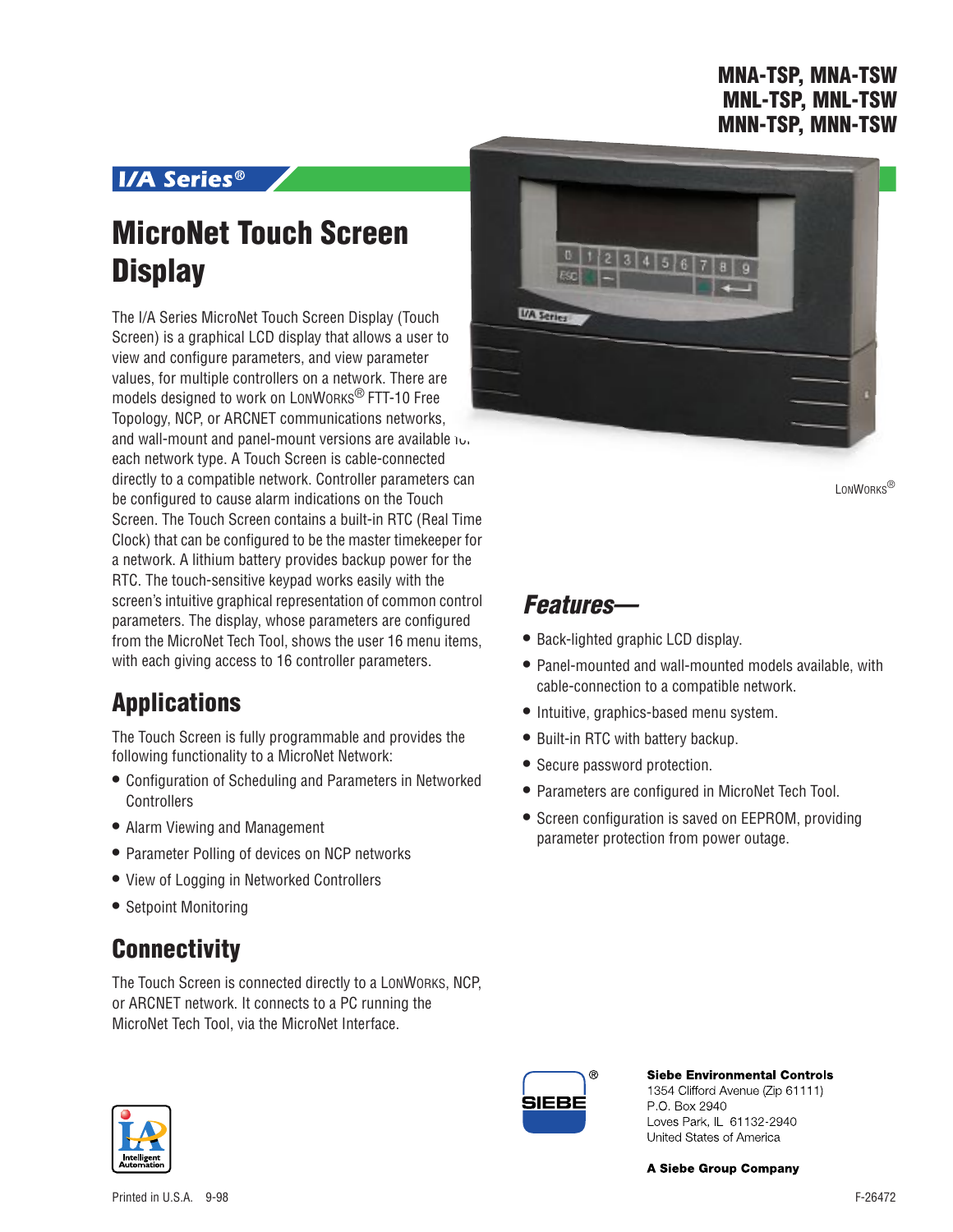# MNA-TSP, MNA-TSW
# MNL-TSP, MNL-TSW
# MNN-TSP, MNN-TSW

**I/A Series®**

# MicroNet Touch Screen Display

The I/A Series MicroNet Touch Screen Display (Touch Screen) is a graphical LCD display that allows a user to view and configure parameters, and view parameter values, for multiple controllers on a network. There are models designed to work on LONWORKS® FTT-10 Free Topology, NCP, or ARCNET communications networks, and wall-mount and panel-mount versions are available for each network type. A Touch Screen is cable-connected directly to a compatible network. Controller parameters can be configured to cause alarm indications on the Touch Screen. The Touch Screen contains a built-in RTC (Real Time Clock) that can be configured to be the master timekeeper for a network. A lithium battery provides backup power for the RTC. The touch-sensitive keypad works easily with the screen's intuitive graphical representation of common control parameters. The display, whose parameters are configured from the MicroNet Tech Tool, shows the user 16 menu items, with each giving access to 16 controller parameters.

LONWORKS®

## Applications

The Touch Screen is fully programmable and provides the following functionality to a MicroNet Network:

- Configuration of Scheduling and Parameters in Networked Controllers
- Alarm Viewing and Management
- Parameter Polling of devices on NCP networks
- View of Logging in Networked Controllers
- Setpoint Monitoring

## Connectivity

The Touch Screen is connected directly to a LONWORKS, NCP, or ARCNET network. It connects to a PC running the MicroNet Tech Tool, via the MicroNet Interface.

## *Features—*

- Back-lighted graphic LCD display.
- Panel-mounted and wall-mounted models available, with cable-connection to a compatible network.
- Intuitive, graphics-based menu system.
- Built-in RTC with battery backup.
- Secure password protection.
- Parameters are configured in MicroNet Tech Tool.
- Screen configuration is saved on EEPROM, providing parameter protection from power outage.

**Siebe Environmental Controls**
1354 Clifford Avenue (Zip 61111)
P.O. Box 2940
Loves Park, IL 61132-2940
United States of America

**A Siebe Group Company**

Printed in U.S.A. 9-98

F-26472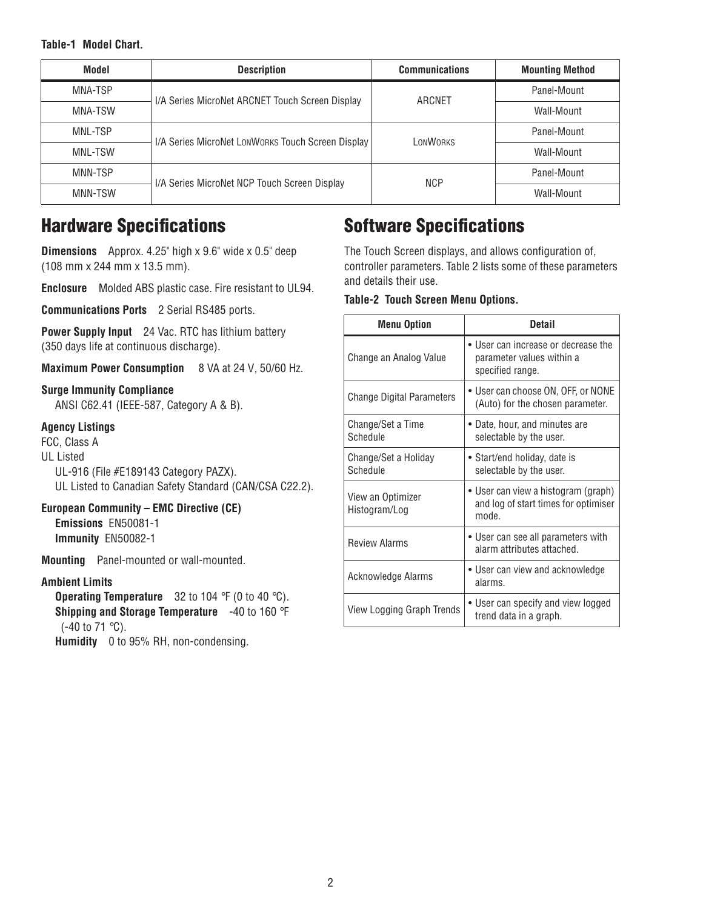**Table-1 Model Chart.**

| Model | Description | Communications | Mounting Method |
|---|---|---|---|
| MNA-TSP | I/A Series MicroNet ARCNET Touch Screen Display | ARCNET | Panel-Mount |
| MNA-TSW | | | Wall-Mount |
| MNL-TSP | I/A Series MicroNet LonWorks Touch Screen Display | LonWorks | Panel-Mount |
| MNL-TSW | | | Wall-Mount |
| MNN-TSP | I/A Series MicroNet NCP Touch Screen Display | NCP | Panel-Mount |
| MNN-TSW | | | Wall-Mount |

## Hardware Specifications

**Dimensions** Approx. 4.25" high x 9.6" wide x 0.5" deep (108 mm x 244 mm x 13.5 mm).

**Enclosure** Molded ABS plastic case. Fire resistant to UL94.

**Communications Ports** 2 Serial RS485 ports.

**Power Supply Input** 24 Vac. RTC has lithium battery (350 days life at continuous discharge).

**Maximum Power Consumption** 8 VA at 24 V, 50/60 Hz.

**Surge Immunity Compliance**
ANSI C62.41 (IEEE-587, Category A & B).

**Agency Listings**
FCC, Class A
UL Listed
UL-916 (File #E189143 Category PAZX).
UL Listed to Canadian Safety Standard (CAN/CSA C22.2).

**European Community – EMC Directive (CE)**
**Emissions** EN50081-1
**Immunity** EN50082-1

**Mounting** Panel-mounted or wall-mounted.

**Ambient Limits**
**Operating Temperature** 32 to 104 °F (0 to 40 °C).
**Shipping and Storage Temperature** -40 to 160 °F (-40 to 71 °C).
**Humidity** 0 to 95% RH, non-condensing.

## Software Specifications

The Touch Screen displays, and allows configuration of, controller parameters. Table 2 lists some of these parameters and details their use.

**Table-2 Touch Screen Menu Options.**

| Menu Option | Detail |
|---|---|
| Change an Analog Value | • User can increase or decrease the parameter values within a specified range. |
| Change Digital Parameters | • User can choose ON, OFF, or NONE (Auto) for the chosen parameter. |
| Change/Set a Time Schedule | • Date, hour, and minutes are selectable by the user. |
| Change/Set a Holiday Schedule | • Start/end holiday, date is selectable by the user. |
| View an Optimizer Histogram/Log | • User can view a histogram (graph) and log of start times for optimiser mode. |
| Review Alarms | • User can see all parameters with alarm attributes attached. |
| Acknowledge Alarms | • User can view and acknowledge alarms. |
| View Logging Graph Trends | • User can specify and view logged trend data in a graph. |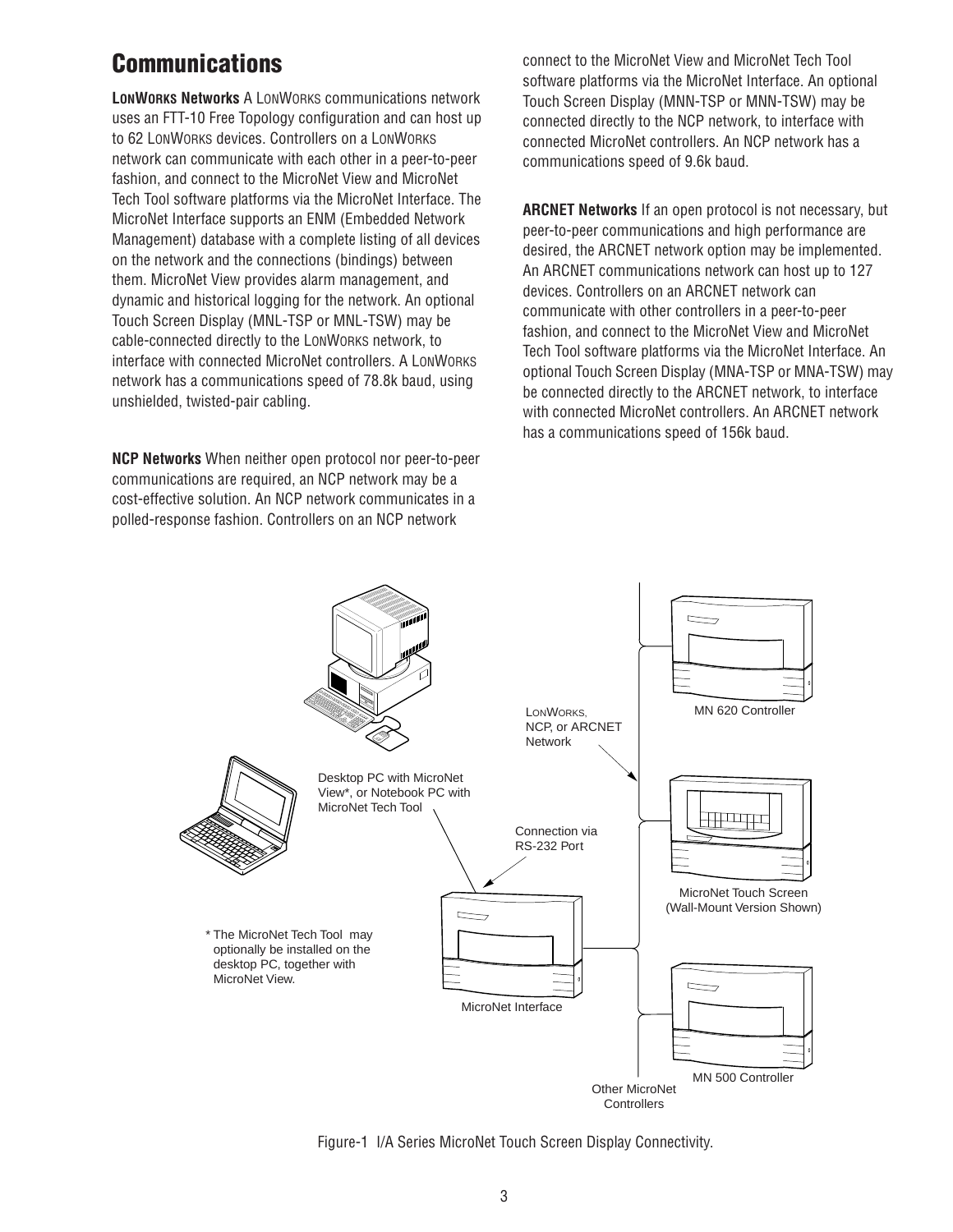## Communications

**LONWORKS Networks** A LONWORKS communications network uses an FTT-10 Free Topology configuration and can host up to 62 LONWORKS devices. Controllers on a LONWORKS network can communicate with each other in a peer-to-peer fashion, and connect to the MicroNet View and MicroNet Tech Tool software platforms via the MicroNet Interface. The MicroNet Interface supports an ENM (Embedded Network Management) database with a complete listing of all devices on the network and the connections (bindings) between them. MicroNet View provides alarm management, and dynamic and historical logging for the network. An optional Touch Screen Display (MNL-TSP or MNL-TSW) may be cable-connected directly to the LONWORKS network, to interface with connected MicroNet controllers. A LONWORKS network has a communications speed of 78.8k baud, using unshielded, twisted-pair cabling.

**NCP Networks** When neither open protocol nor peer-to-peer communications are required, an NCP network may be a cost-effective solution. An NCP network communicates in a polled-response fashion. Controllers on an NCP network connect to the MicroNet View and MicroNet Tech Tool software platforms via the MicroNet Interface. An optional Touch Screen Display (MNN-TSP or MNN-TSW) may be connected directly to the NCP network, to interface with connected MicroNet controllers. An NCP network has a communications speed of 9.6k baud.

**ARCNET Networks** If an open protocol is not necessary, but peer-to-peer communications and high performance are desired, the ARCNET network option may be implemented. An ARCNET communications network can host up to 127 devices. Controllers on an ARCNET network can communicate with other controllers in a peer-to-peer fashion, and connect to the MicroNet View and MicroNet Tech Tool software platforms via the MicroNet Interface. An optional Touch Screen Display (MNA-TSP or MNA-TSW) may be connected directly to the ARCNET network, to interface with connected MicroNet controllers. An ARCNET network has a communications speed of 156k baud.

Desktop PC with MicroNet View*, or Notebook PC with MicroNet Tech Tool

LONWORKS, NCP, or ARCNET Network

MN 620 Controller

Connection via RS-232 Port

MicroNet Touch Screen (Wall-Mount Version Shown)

\* The MicroNet Tech Tool may optionally be installed on the desktop PC, together with MicroNet View.

MicroNet Interface

MN 500 Controller

Other MicroNet Controllers

Figure-1 I/A Series MicroNet Touch Screen Display Connectivity.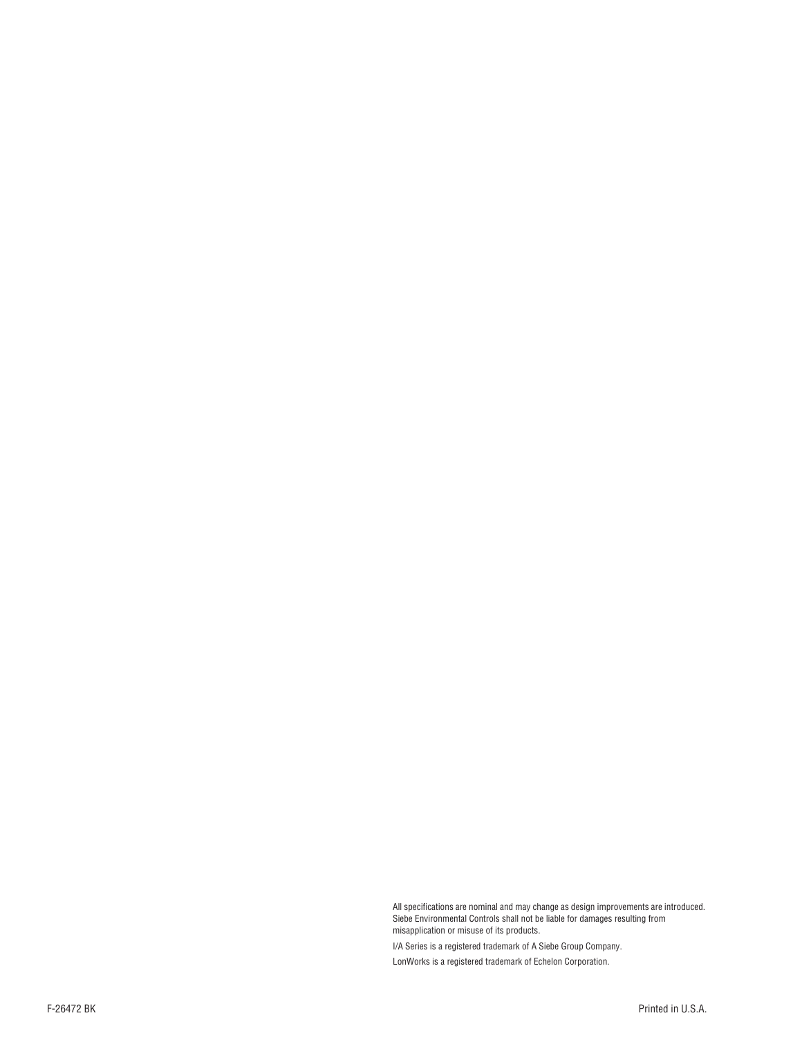All specifications are nominal and may change as design improvements are introduced. Siebe Environmental Controls shall not be liable for damages resulting from misapplication or misuse of its products.

I/A Series is a registered trademark of A Siebe Group Company.

LonWorks is a registered trademark of Echelon Corporation.

F-26472 BK

Printed in U.S.A.